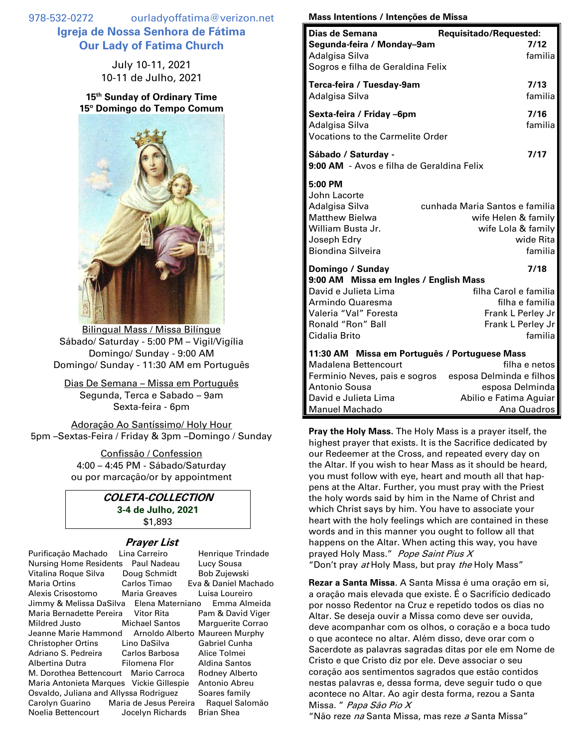978-532-0272 ourladyoffatima@verizon.net

# Igreja de Nossa Senhora de Fátima
# Our Lady of Fatima Church

July 10-11, 2021
10-11 de Julho, 2021

**15th Sunday of Ordinary Time**
**15º Domingo do Tempo Comum**

Bilingual Mass / Missa Bilíngue
Sábado/ Saturday - 5:00 PM – Vigil/Vigília
Domingo/ Sunday - 9:00 AM
Domingo/ Sunday - 11:30 AM em Português

Dias De Semana – Missa em Português
Segunda, Terca e Sabado – 9am
Sexta-feira - 6pm

Adoração Ao Santíssimo/ Holy Hour
5pm –Sextas-Feira / Friday & 3pm –Domingo / Sunday

Confissão / Confession
4:00 – 4:45 PM - Sábado/Saturday
ou por marcação/or by appointment

**COLETA-COLLECTION**
**3-4 de Julho, 2021**
$1,893

## Prayer List

Purificação Machado, Lina Carreiro, Henrique Trindade, Nursing Home Residents, Paul Nadeau, Lucy Sousa, Vitalina Roque Silva, Doug Schmidt, Bob Zujewski, Maria Ortins, Carlos Timao, Eva & Daniel Machado, Alexis Crisostomo, Maria Greaves, Luisa Loureiro, Jimmy & Melissa DaSilva, Elena Materniano, Emma Almeida, Maria Bernadette Pereira, Vitor Rita, Pam & David Viger, Mildred Justo, Michael Santos, Marguerite Corrao, Jeanne Marie Hammond, Arnoldo Alberto, Maureen Murphy, Christopher Ortins, Lino DaSilva, Gabriel Cunha, Adriano S. Pedreira, Carlos Barbosa, Alice Tolmei, Albertina Dutra, Filomena Flor, Aldina Santos, M. Dorothea Bettencourt, Mario Carroca, Rodney Alberto, Maria Antonieta Marques, Vickie Gillespie, Antonio Abreu, Osvaldo, Juliana and Allyssa Rodriguez, Soares family, Carolyn Guarino, Maria de Jesus Pereira, Raquel Salomão, Noelia Bettencourt, Jocelyn Richards, Brian Shea

## Mass Intentions / Intenções de Missa

| Dias de Semana | Requisitado/Requested: |
|---|---|
| **Segunda-feira / Monday–9am** | **7/12** |
| Adalgisa Silva | familia |
| Sogros e filha de Geraldina Felix | |
| **Terca-feira / Tuesday-9am** | **7/13** |
| Adalgisa Silva | familia |
| **Sexta-feira / Friday –6pm** | **7/16** |
| Adalgisa Silva | familia |
| Vocations to the Carmelite Order | |
| **Sábado / Saturday -** | **7/17** |
| **9:00 AM** - Avos e filha de Geraldina Felix | |
| **5:00 PM** | |
| John Lacorte | |
| Adalgisa Silva | cunhada Maria Santos e familia |
| Matthew Bielwa | wife Helen & family |
| William Busta Jr. | wife Lola & family |
| Joseph Edry | wide Rita |
| Biondina Silveira | familia |
| **Domingo / Sunday** | **7/18** |
| **9:00 AM Missa em Ingles / English Mass** | |
| David e Julieta Lima | filha Carol e familia |
| Armindo Quaresma | filha e familia |
| Valeria "Val" Foresta | Frank L Perley Jr |
| Ronald "Ron" Ball | Frank L Perley Jr |
| Cidalia Brito | familia |
| **11:30 AM Missa em Português / Portuguese Mass** | |
| Madalena Bettencourt | filha e netos |
| Ferminio Neves, pais e sogros | esposa Delminda e filhos |
| Antonio Sousa | esposa Delminda |
| David e Julieta Lima | Abilio e Fatima Aguiar |
| Manuel Machado | Ana Quadros |

**Pray the Holy Mass.** The Holy Mass is a prayer itself, the highest prayer that exists. It is the Sacrifice dedicated by our Redeemer at the Cross, and repeated every day on the Altar. If you wish to hear Mass as it should be heard, you must follow with eye, heart and mouth all that happens at the Altar. Further, you must pray with the Priest the holy words said by him in the Name of Christ and which Christ says by him. You have to associate your heart with the holy feelings which are contained in these words and in this manner you ought to follow all that happens on the Altar. When acting this way, you have prayed Holy Mass." *Pope Saint Pius X*
"Don't pray *at* Holy Mass, but pray *the* Holy Mass"

**Rezar a Santa Missa**. A Santa Missa é uma oração em si, a oração mais elevada que existe. É o Sacrifício dedicado por nosso Redentor na Cruz e repetido todos os dias no Altar. Se deseja ouvir a Missa como deve ser ouvida, deve acompanhar com os olhos, o coração e a boca tudo o que acontece no altar. Além disso, deve orar com o Sacerdote as palavras sagradas ditas por ele em Nome de Cristo e que Cristo diz por ele. Deve associar o seu coração aos sentimentos sagrados que estão contidos nestas palavras e, dessa forma, deve seguir tudo o que acontece no Altar. Ao agir desta forma, rezou a Santa Missa. " *Papa São Pio X*
"Não reze *na* Santa Missa, mas reze *a* Santa Missa"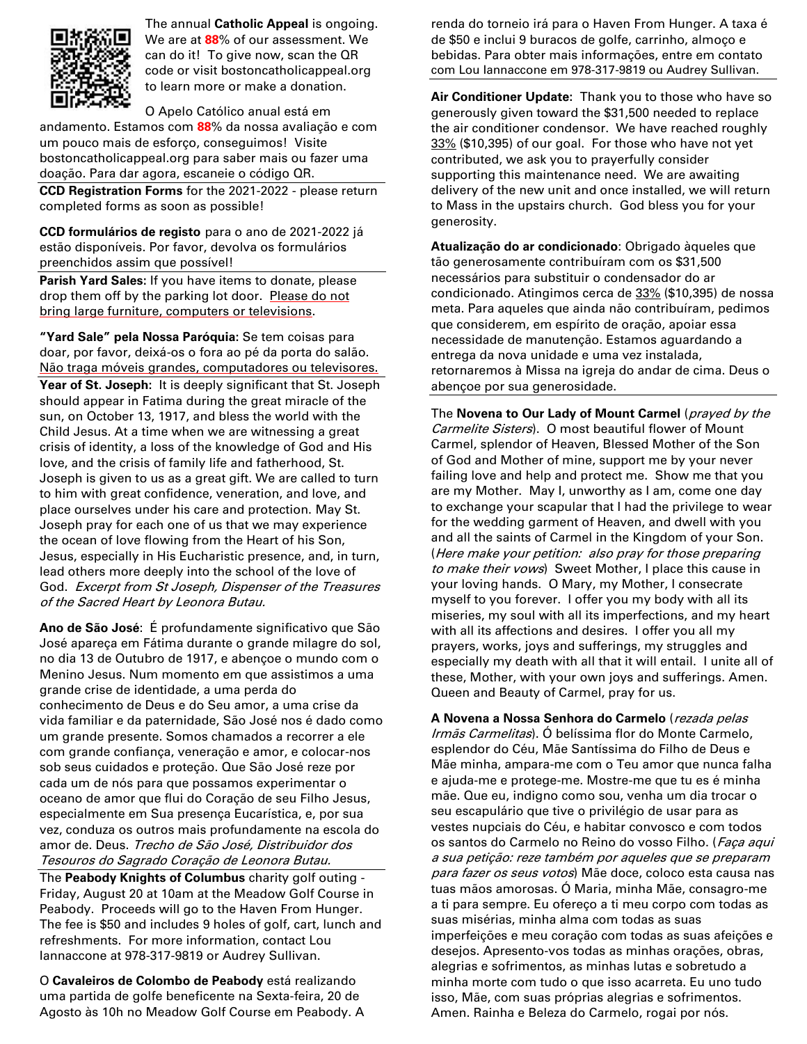The annual **Catholic Appeal** is ongoing. We are at **88**% of our assessment. We can do it! To give now, scan the QR code or visit bostoncatholicappeal.org to learn more or make a donation.

O Apelo Católico anual está em andamento. Estamos com **88**% da nossa avaliação e com um pouco mais de esforço, conseguimos! Visite bostoncatholicappeal.org para saber mais ou fazer uma doação. Para dar agora, escaneie o código QR.

---

**CCD Registration Forms** for the 2021-2022 - please return completed forms as soon as possible!

**CCD formulários de registo** para o ano de 2021-2022 já estão disponíveis. Por favor, devolva os formulários preenchidos assim que possível!

---

**Parish Yard Sales:** If you have items to donate, please drop them off by the parking lot door. Please do not bring large furniture, computers or televisions.

**"Yard Sale" pela Nossa Paróquia:** Se tem coisas para doar, por favor, deixá-os o fora ao pé da porta do salão. Não traga móveis grandes, computadores ou televisores.

---

**Year of St. Joseph:** It is deeply significant that St. Joseph should appear in Fatima during the great miracle of the sun, on October 13, 1917, and bless the world with the Child Jesus. At a time when we are witnessing a great crisis of identity, a loss of the knowledge of God and His love, and the crisis of family life and fatherhood, St. Joseph is given to us as a great gift. We are called to turn to him with great confidence, veneration, and love, and place ourselves under his care and protection. May St. Joseph pray for each one of us that we may experience the ocean of love flowing from the Heart of his Son, Jesus, especially in His Eucharistic presence, and, in turn, lead others more deeply into the school of the love of God. *Excerpt from St Joseph, Dispenser of the Treasures of the Sacred Heart by Leonora Butau.*

**Ano de São José**: É profundamente significativo que São José apareça em Fátima durante o grande milagre do sol, no dia 13 de Outubro de 1917, e abençoe o mundo com o Menino Jesus. Num momento em que assistimos a uma grande crise de identidade, a uma perda do conhecimento de Deus e do Seu amor, a uma crise da vida familiar e da paternidade, São José nos é dado como um grande presente. Somos chamados a recorrer a ele com grande confiança, veneração e amor, e colocar-nos sob seus cuidados e proteção. Que São José reze por cada um de nós para que possamos experimentar o oceano de amor que flui do Coração de seu Filho Jesus, especialmente em Sua presença Eucarística, e, por sua vez, conduza os outros mais profundamente na escola do amor de. Deus. *Trecho de São José, Distribuidor dos Tesouros do Sagrado Coração de Leonora Butau.*

---

The **Peabody Knights of Columbus** charity golf outing - Friday, August 20 at 10am at the Meadow Golf Course in Peabody. Proceeds will go to the Haven From Hunger. The fee is $50 and includes 9 holes of golf, cart, lunch and refreshments. For more information, contact Lou Iannaccone at 978-317-9819 or Audrey Sullivan.

O **Cavaleiros de Colombo de Peabody** está realizando uma partida de golfe beneficente na Sexta-feira, 20 de Agosto às 10h no Meadow Golf Course em Peabody. A renda do torneio irá para o Haven From Hunger. A taxa é de $50 e inclui 9 buracos de golfe, carrinho, almoço e bebidas. Para obter mais informações, entre em contato com Lou Iannaccone em 978-317-9819 ou Audrey Sullivan.

---

**Air Conditioner Update**: Thank you to those who have so generously given toward the $31,500 needed to replace the air conditioner condensor. We have reached roughly 33% ($10,395) of our goal. For those who have not yet contributed, we ask you to prayerfully consider supporting this maintenance need. We are awaiting delivery of the new unit and once installed, we will return to Mass in the upstairs church. God bless you for your generosity.

**Atualização do ar condicionado**: Obrigado àqueles que tão generosamente contribuíram com os $31,500 necessários para substituir o condensador do ar condicionado. Atingimos cerca de 33% ($10,395) de nossa meta. Para aqueles que ainda não contribuíram, pedimos que considerem, em espírito de oração, apoiar essa necessidade de manutenção. Estamos aguardando a entrega da nova unidade e uma vez instalada, retornaremos à Missa na igreja do andar de cima. Deus o abençoe por sua generosidade.

---

The **Novena to Our Lady of Mount Carmel** (*prayed by the Carmelite Sisters*). O most beautiful flower of Mount Carmel, splendor of Heaven, Blessed Mother of the Son of God and Mother of mine, support me by your never failing love and help and protect me. Show me that you are my Mother. May I, unworthy as I am, come one day to exchange your scapular that I had the privilege to wear for the wedding garment of Heaven, and dwell with you and all the saints of Carmel in the Kingdom of your Son. (*Here make your petition: also pray for those preparing to make their vows*) Sweet Mother, I place this cause in your loving hands. O Mary, my Mother, I consecrate myself to you forever. I offer you my body with all its miseries, my soul with all its imperfections, and my heart with all its affections and desires. I offer you all my prayers, works, joys and sufferings, my struggles and especially my death with all that it will entail. I unite all of these, Mother, with your own joys and sufferings. Amen. Queen and Beauty of Carmel, pray for us.

**A Novena a Nossa Senhora do Carmelo** (*rezada pelas Irmãs Carmelitas*). Ó belíssima flor do Monte Carmelo, esplendor do Céu, Mãe Santíssima do Filho de Deus e Mãe minha, ampara-me com o Teu amor que nunca falha e ajuda-me e protege-me. Mostre-me que tu es é minha mãe. Que eu, indigno como sou, venha um dia trocar o seu escapulário que tive o privilégio de usar para as vestes nupciais do Céu, e habitar convosco e com todos os santos do Carmelo no Reino do vosso Filho. (*Faça aqui a sua petição: reze também por aqueles que se preparam para fazer os seus votos*) Mãe doce, coloco esta causa nas tuas mãos amorosas. Ó Maria, minha Mãe, consagro-me a ti para sempre. Eu ofereço a ti meu corpo com todas as suas misérias, minha alma com todas as suas imperfeições e meu coração com todas as suas afeições e desejos. Apresento-vos todas as minhas orações, obras, alegrias e sofrimentos, as minhas lutas e sobretudo a minha morte com tudo o que isso acarreta. Eu uno tudo isso, Mãe, com suas próprias alegrias e sofrimentos. Amen. Rainha e Beleza do Carmelo, rogai por nós.